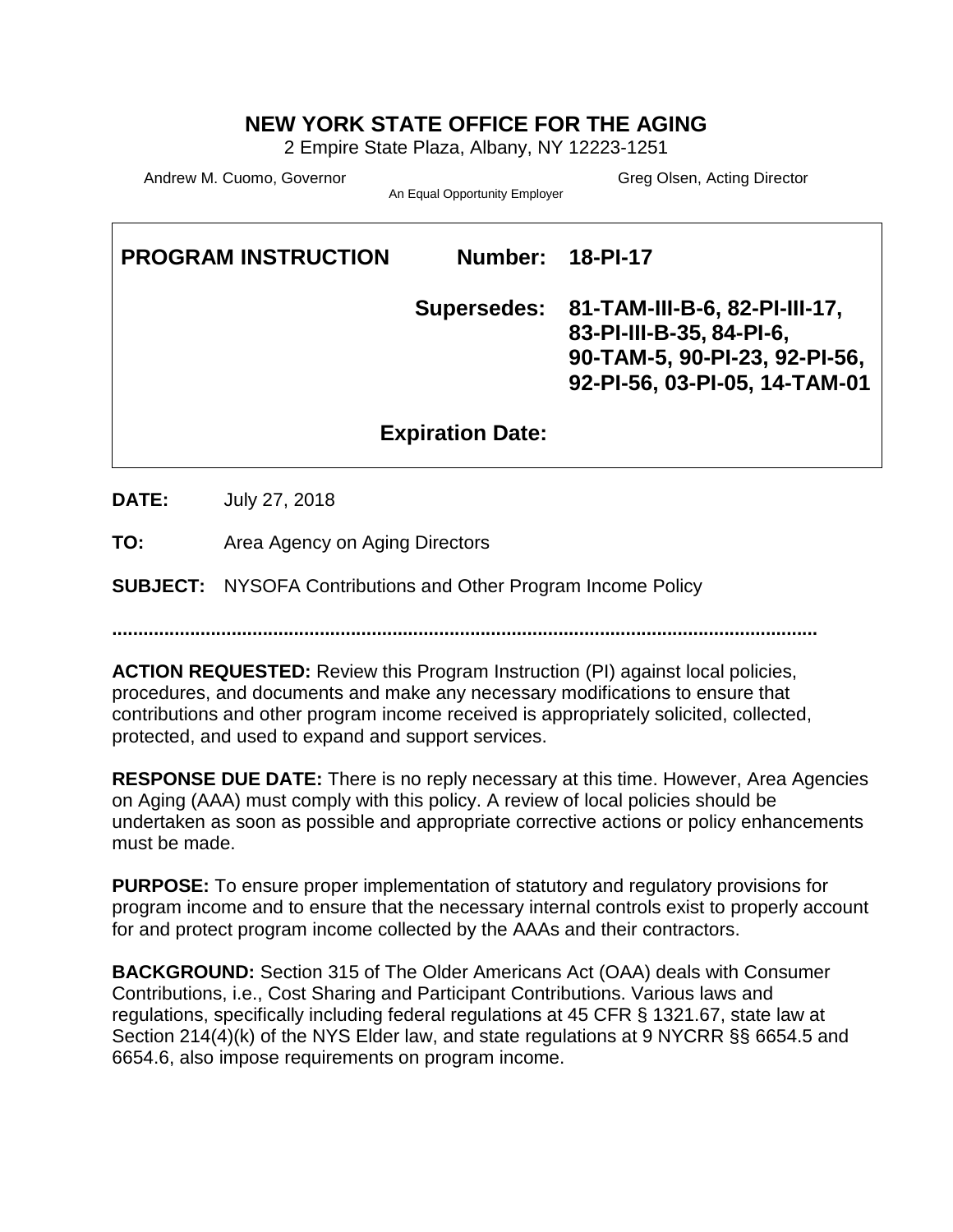# NEW YORK STATE OFFICE FOR THE AGING

2 Empire State Plaza, Albany, NY 12223-1251

Andrew M. Cuomo, Governor — Greg Olsen, Acting Director

An Equal Opportunity Employer

| **PROGRAM INSTRUCTION** | **Number:** | **18-PI-17** |
|---|---|---|
| | **Supersedes:** | **81-TAM-III-B-6, 82-PI-III-17, 83-PI-III-B-35, 84-PI-6, 90-TAM-5, 90-PI-23, 92-PI-56, 92-PI-56, 03-PI-05, 14-TAM-01** |
| | **Expiration Date:** | |

**DATE:** July 27, 2018

**TO:** Area Agency on Aging Directors

**SUBJECT:** NYSOFA Contributions and Other Program Income Policy

..........................................................................................................................................

**ACTION REQUESTED:** Review this Program Instruction (PI) against local policies, procedures, and documents and make any necessary modifications to ensure that contributions and other program income received is appropriately solicited, collected, protected, and used to expand and support services.

**RESPONSE DUE DATE:** There is no reply necessary at this time. However, Area Agencies on Aging (AAA) must comply with this policy. A review of local policies should be undertaken as soon as possible and appropriate corrective actions or policy enhancements must be made.

**PURPOSE:** To ensure proper implementation of statutory and regulatory provisions for program income and to ensure that the necessary internal controls exist to properly account for and protect program income collected by the AAAs and their contractors.

**BACKGROUND:** Section 315 of The Older Americans Act (OAA) deals with Consumer Contributions, i.e., Cost Sharing and Participant Contributions. Various laws and regulations, specifically including federal regulations at 45 CFR § 1321.67, state law at Section 214(4)(k) of the NYS Elder law, and state regulations at 9 NYCRR §§ 6654.5 and 6654.6, also impose requirements on program income.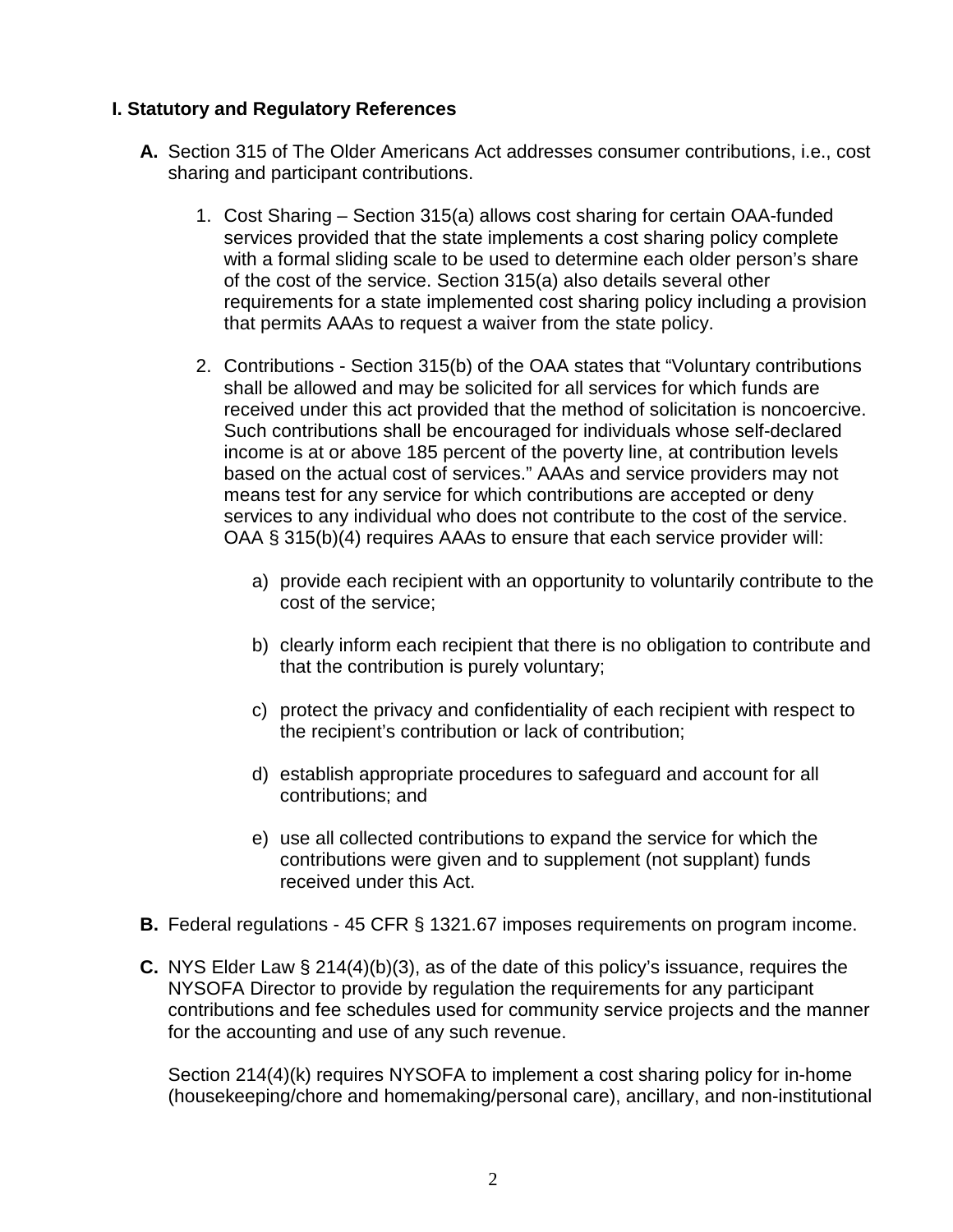## I. Statistutory and Regulatory References

**A.** Section 315 of The Older Americans Act addresses consumer contributions, i.e., cost sharing and participant contributions.

1. Cost Sharing – Section 315(a) allows cost sharing for certain OAA-funded services provided that the state implements a cost sharing policy complete with a formal sliding scale to be used to determine each older person's share of the cost of the service. Section 315(a) also details several other requirements for a state implemented cost sharing policy including a provision that permits AAAs to request a waiver from the state policy.

2. Contributions - Section 315(b) of the OAA states that "Voluntary contributions shall be allowed and may be solicited for all services for which funds are received under this act provided that the method of solicitation is noncoercive. Such contributions shall be encouraged for individuals whose self-declared income is at or above 185 percent of the poverty line, at contribution levels based on the actual cost of services." AAAs and service providers may not means test for any service for which contributions are accepted or deny services to any individual who does not contribute to the cost of the service. OAA § 315(b)(4) requires AAAs to ensure that each service provider will:

   a) provide each recipient with an opportunity to voluntarily contribute to the cost of the service;

   b) clearly inform each recipient that there is no obligation to contribute and that the contribution is purely voluntary;

   c) protect the privacy and confidentiality of each recipient with respect to the recipient's contribution or lack of contribution;

   d) establish appropriate procedures to safeguard and account for all contributions; and

   e) use all collected contributions to expand the service for which the contributions were given and to supplement (not supplant) funds received under this Act.

**B.** Federal regulations - 45 CFR § 1321.67 imposes requirements on program income.

**C.** NYS Elder Law § 214(4)(b)(3), as of the date of this policy's issuance, requires the NYSOFA Director to provide by regulation the requirements for any participant contributions and fee schedules used for community service projects and the manner for the accounting and use of any such revenue.

Section 214(4)(k) requires NYSOFA to implement a cost sharing policy for in-home (housekeeping/chore and homemaking/personal care), ancillary, and non-institutional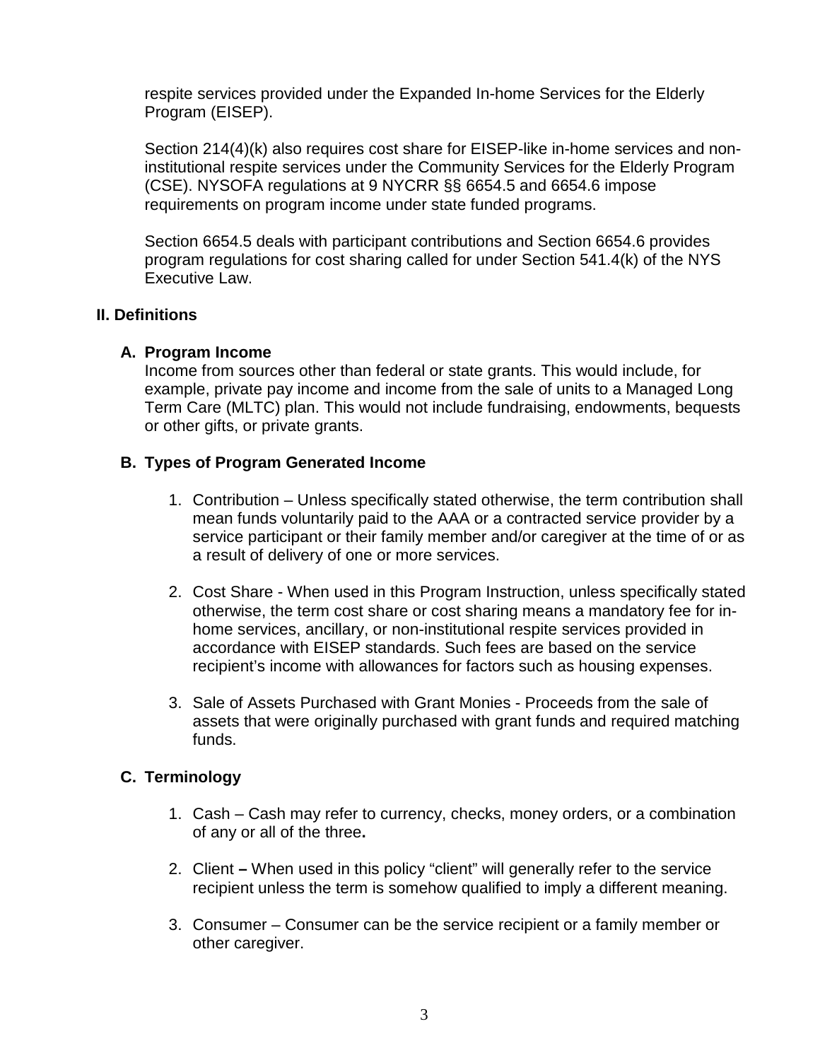respite services provided under the Expanded In-home Services for the Elderly Program (EISEP).

Section 214(4)(k) also requires cost share for EISEP-like in-home services and non-institutional respite services under the Community Services for the Elderly Program (CSE). NYSOFA regulations at 9 NYCRR §§ 6654.5 and 6654.6 impose requirements on program income under state funded programs.

Section 6654.5 deals with participant contributions and Section 6654.6 provides program regulations for cost sharing called for under Section 541.4(k) of the NYS Executive Law.

## II. Definitions

### A. Program Income

Income from sources other than federal or state grants. This would include, for example, private pay income and income from the sale of units to a Managed Long Term Care (MLTC) plan. This would not include fundraising, endowments, bequests or other gifts, or private grants.

### B. Types of Program Generated Income

1. Contribution – Unless specifically stated otherwise, the term contribution shall mean funds voluntarily paid to the AAA or a contracted service provider by a service participant or their family member and/or caregiver at the time of or as a result of delivery of one or more services.

2. Cost Share - When used in this Program Instruction, unless specifically stated otherwise, the term cost share or cost sharing means a mandatory fee for in-home services, ancillary, or non-institutional respite services provided in accordance with EISEP standards. Such fees are based on the service recipient's income with allowances for factors such as housing expenses.

3. Sale of Assets Purchased with Grant Monies - Proceeds from the sale of assets that were originally purchased with grant funds and required matching funds.

### C. Terminology

1. Cash – Cash may refer to currency, checks, money orders, or a combination of any or all of the three**.**

2. Client **–** When used in this policy "client" will generally refer to the service recipient unless the term is somehow qualified to imply a different meaning.

3. Consumer – Consumer can be the service recipient or a family member or other caregiver.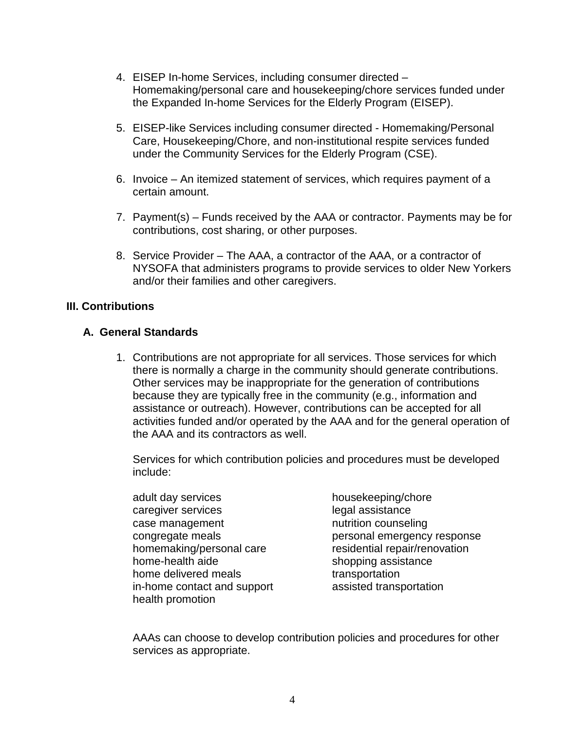4. EISEP In-home Services, including consumer directed – Homemaking/personal care and housekeeping/chore services funded under the Expanded In-home Services for the Elderly Program (EISEP).

5. EISEP-like Services including consumer directed - Homemaking/Personal Care, Housekeeping/Chore, and non-institutional respite services funded under the Community Services for the Elderly Program (CSE).

6. Invoice – An itemized statement of services, which requires payment of a certain amount.

7. Payment(s) – Funds received by the AAA or contractor. Payments may be for contributions, cost sharing, or other purposes.

8. Service Provider – The AAA, a contractor of the AAA, or a contractor of NYSOFA that administers programs to provide services to older New Yorkers and/or their families and other caregivers.

## III. Contributions

### A. General Standards

1. Contributions are not appropriate for all services. Those services for which there is normally a charge in the community should generate contributions. Other services may be inappropriate for the generation of contributions because they are typically free in the community (e.g., information and assistance or outreach). However, contributions can be accepted for all activities funded and/or operated by the AAA and for the general operation of the AAA and its contractors as well.

   Services for which contribution policies and procedures must be developed include:

   - adult day services
   - caregiver services
   - case management
   - congregate meals
   - homemaking/personal care
   - home-health aide
   - home delivered meals
   - in-home contact and support
   - health promotion
   - housekeeping/chore
   - legal assistance
   - nutrition counseling
   - personal emergency response
   - residential repair/renovation
   - shopping assistance
   - transportation
   - assisted transportation

   AAAs can choose to develop contribution policies and procedures for other services as appropriate.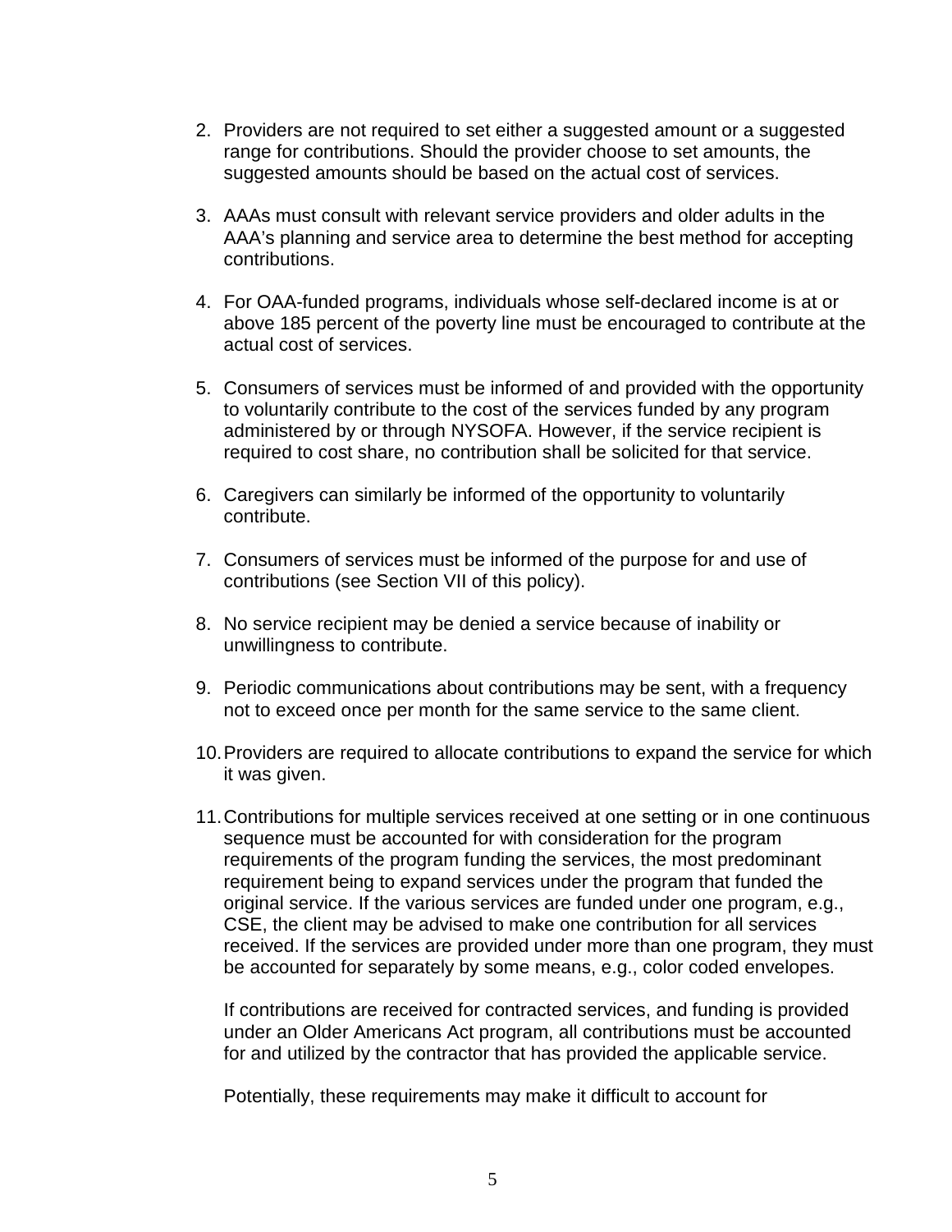2. Providers are not required to set either a suggested amount or a suggested range for contributions. Should the provider choose to set amounts, the suggested amounts should be based on the actual cost of services.

3. AAAs must consult with relevant service providers and older adults in the AAA's planning and service area to determine the best method for accepting contributions.

4. For OAA-funded programs, individuals whose self-declared income is at or above 185 percent of the poverty line must be encouraged to contribute at the actual cost of services.

5. Consumers of services must be informed of and provided with the opportunity to voluntarily contribute to the cost of the services funded by any program administered by or through NYSOFA. However, if the service recipient is required to cost share, no contribution shall be solicited for that service.

6. Caregivers can similarly be informed of the opportunity to voluntarily contribute.

7. Consumers of services must be informed of the purpose for and use of contributions (see Section VII of this policy).

8. No service recipient may be denied a service because of inability or unwillingness to contribute.

9. Periodic communications about contributions may be sent, with a frequency not to exceed once per month for the same service to the same client.

10. Providers are required to allocate contributions to expand the service for which it was given.

11. Contributions for multiple services received at one setting or in one continuous sequence must be accounted for with consideration for the program requirements of the program funding the services, the most predominant requirement being to expand services under the program that funded the original service. If the various services are funded under one program, e.g., CSE, the client may be advised to make one contribution for all services received. If the services are provided under more than one program, they must be accounted for separately by some means, e.g., color coded envelopes.

    If contributions are received for contracted services, and funding is provided under an Older Americans Act program, all contributions must be accounted for and utilized by the contractor that has provided the applicable service.

    Potentially, these requirements may make it difficult to account for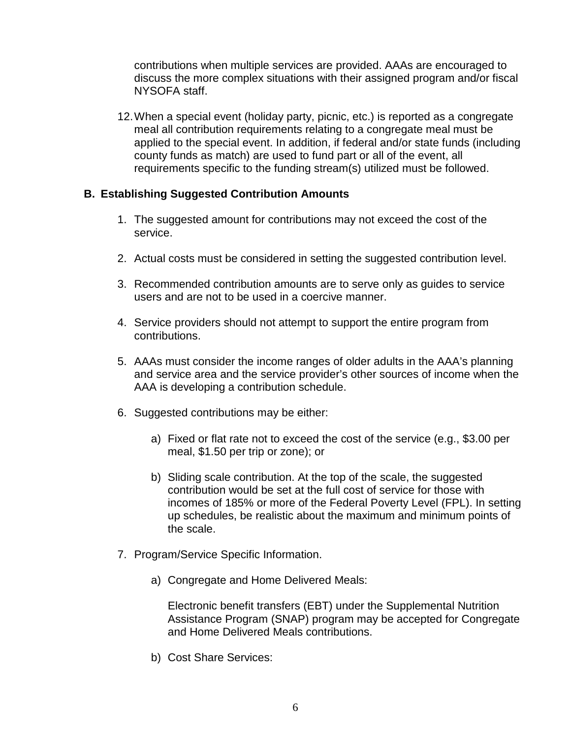contributions when multiple services are provided. AAAs are encouraged to discuss the more complex situations with their assigned program and/or fiscal NYSOFA staff.

12. When a special event (holiday party, picnic, etc.) is reported as a congregate meal all contribution requirements relating to a congregate meal must be applied to the special event. In addition, if federal and/or state funds (including county funds as match) are used to fund part or all of the event, all requirements specific to the funding stream(s) utilized must be followed.

**B. Establishing Suggested Contribution Amounts**

1. The suggested amount for contributions may not exceed the cost of the service.

2. Actual costs must be considered in setting the suggested contribution level.

3. Recommended contribution amounts are to serve only as guides to service users and are not to be used in a coercive manner.

4. Service providers should not attempt to support the entire program from contributions.

5. AAAs must consider the income ranges of older adults in the AAA's planning and service area and the service provider's other sources of income when the AAA is developing a contribution schedule.

6. Suggested contributions may be either:

   a) Fixed or flat rate not to exceed the cost of the service (e.g., $3.00 per meal, $1.50 per trip or zone); or

   b) Sliding scale contribution. At the top of the scale, the suggested contribution would be set at the full cost of service for those with incomes of 185% or more of the Federal Poverty Level (FPL). In setting up schedules, be realistic about the maximum and minimum points of the scale.

7. Program/Service Specific Information.

   a) Congregate and Home Delivered Meals:

      Electronic benefit transfers (EBT) under the Supplemental Nutrition Assistance Program (SNAP) program may be accepted for Congregate and Home Delivered Meals contributions.

   b) Cost Share Services: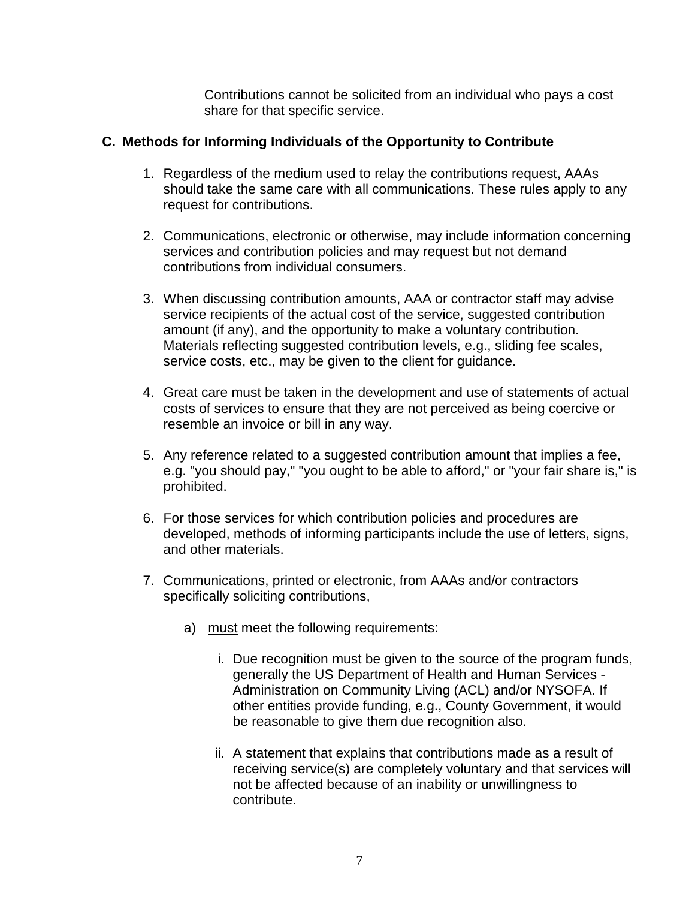Contributions cannot be solicited from an individual who pays a cost share for that specific service.

### C. Methods for Informing Individuals of the Opportunity to Contribute

1. Regardless of the medium used to relay the contributions request, AAAs should take the same care with all communications. These rules apply to any request for contributions.

2. Communications, electronic or otherwise, may include information concerning services and contribution policies and may request but not demand contributions from individual consumers.

3. When discussing contribution amounts, AAA or contractor staff may advise service recipients of the actual cost of the service, suggested contribution amount (if any), and the opportunity to make a voluntary contribution. Materials reflecting suggested contribution levels, e.g., sliding fee scales, service costs, etc., may be given to the client for guidance.

4. Great care must be taken in the development and use of statements of actual costs of services to ensure that they are not perceived as being coercive or resemble an invoice or bill in any way.

5. Any reference related to a suggested contribution amount that implies a fee, e.g. "you should pay," "you ought to be able to afford," or "your fair share is," is prohibited.

6. For those services for which contribution policies and procedures are developed, methods of informing participants include the use of letters, signs, and other materials.

7. Communications, printed or electronic, from AAAs and/or contractors specifically soliciting contributions,

   a) <u>must</u> meet the following requirements:

      i. Due recognition must be given to the source of the program funds, generally the US Department of Health and Human Services - Administration on Community Living (ACL) and/or NYSOFA. If other entities provide funding, e.g., County Government, it would be reasonable to give them due recognition also.

      ii. A statement that explains that contributions made as a result of receiving service(s) are completely voluntary and that services will not be affected because of an inability or unwillingness to contribute.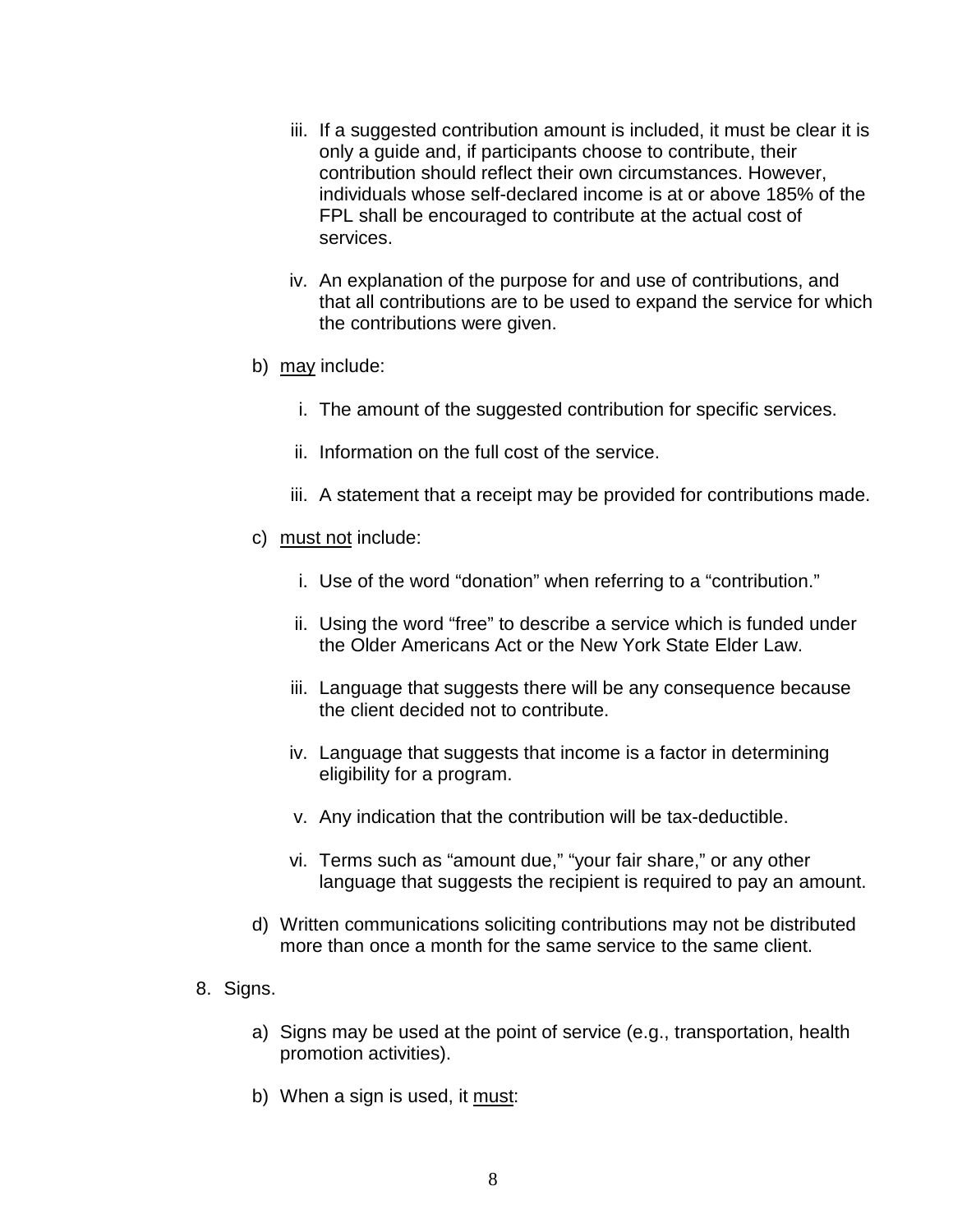iii. If a suggested contribution amount is included, it must be clear it is only a guide and, if participants choose to contribute, their contribution should reflect their own circumstances. However, individuals whose self-declared income is at or above 185% of the FPL shall be encouraged to contribute at the actual cost of services.

iv. An explanation of the purpose for and use of contributions, and that all contributions are to be used to expand the service for which the contributions were given.

b) <u>may</u> include:

i. The amount of the suggested contribution for specific services.

ii. Information on the full cost of the service.

iii. A statement that a receipt may be provided for contributions made.

c) <u>must not</u> include:

i. Use of the word "donation" when referring to a "contribution."

ii. Using the word "free" to describe a service which is funded under the Older Americans Act or the New York State Elder Law.

iii. Language that suggests there will be any consequence because the client decided not to contribute.

iv. Language that suggests that income is a factor in determining eligibility for a program.

v. Any indication that the contribution will be tax-deductible.

vi. Terms such as "amount due," "your fair share," or any other language that suggests the recipient is required to pay an amount.

d) Written communications soliciting contributions may not be distributed more than once a month for the same service to the same client.

8. Signs.

a) Signs may be used at the point of service (e.g., transportation, health promotion activities).

b) When a sign is used, it <u>must</u>: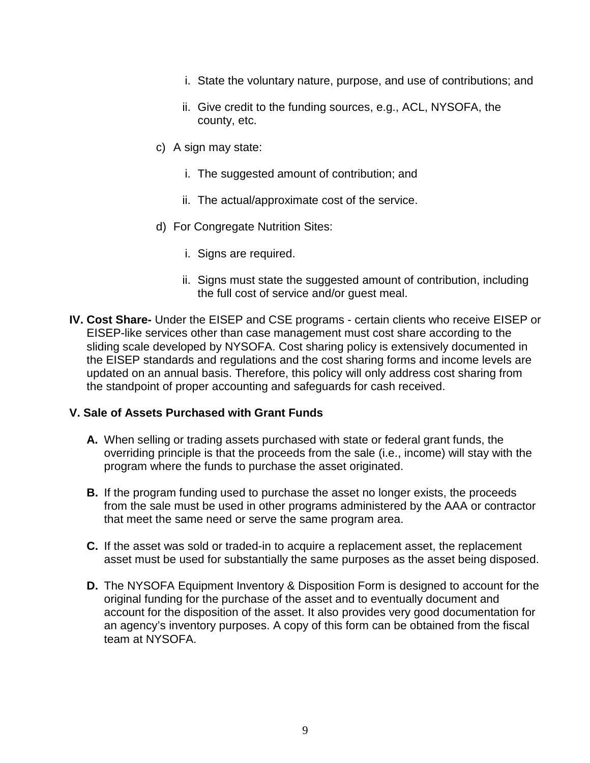i. State the voluntary nature, purpose, and use of contributions; and

ii. Give credit to the funding sources, e.g., ACL, NYSOFA, the county, etc.

c) A sign may state:

i. The suggested amount of contribution; and

ii. The actual/approximate cost of the service.

d) For Congregate Nutrition Sites:

i. Signs are required.

ii. Signs must state the suggested amount of contribution, including the full cost of service and/or guest meal.

**IV. Cost Share-** Under the EISEP and CSE programs - certain clients who receive EISEP or EISEP-like services other than case management must cost share according to the sliding scale developed by NYSOFA. Cost sharing policy is extensively documented in the EISEP standards and regulations and the cost sharing forms and income levels are updated on an annual basis. Therefore, this policy will only address cost sharing from the standpoint of proper accounting and safeguards for cash received.

**V. Sale of Assets Purchased with Grant Funds**

**A.** When selling or trading assets purchased with state or federal grant funds, the overriding principle is that the proceeds from the sale (i.e., income) will stay with the program where the funds to purchase the asset originated.

**B.** If the program funding used to purchase the asset no longer exists, the proceeds from the sale must be used in other programs administered by the AAA or contractor that meet the same need or serve the same program area.

**C.** If the asset was sold or traded-in to acquire a replacement asset, the replacement asset must be used for substantially the same purposes as the asset being disposed.

**D.** The NYSOFA Equipment Inventory & Disposition Form is designed to account for the original funding for the purchase of the asset and to eventually document and account for the disposition of the asset. It also provides very good documentation for an agency's inventory purposes. A copy of this form can be obtained from the fiscal team at NYSOFA.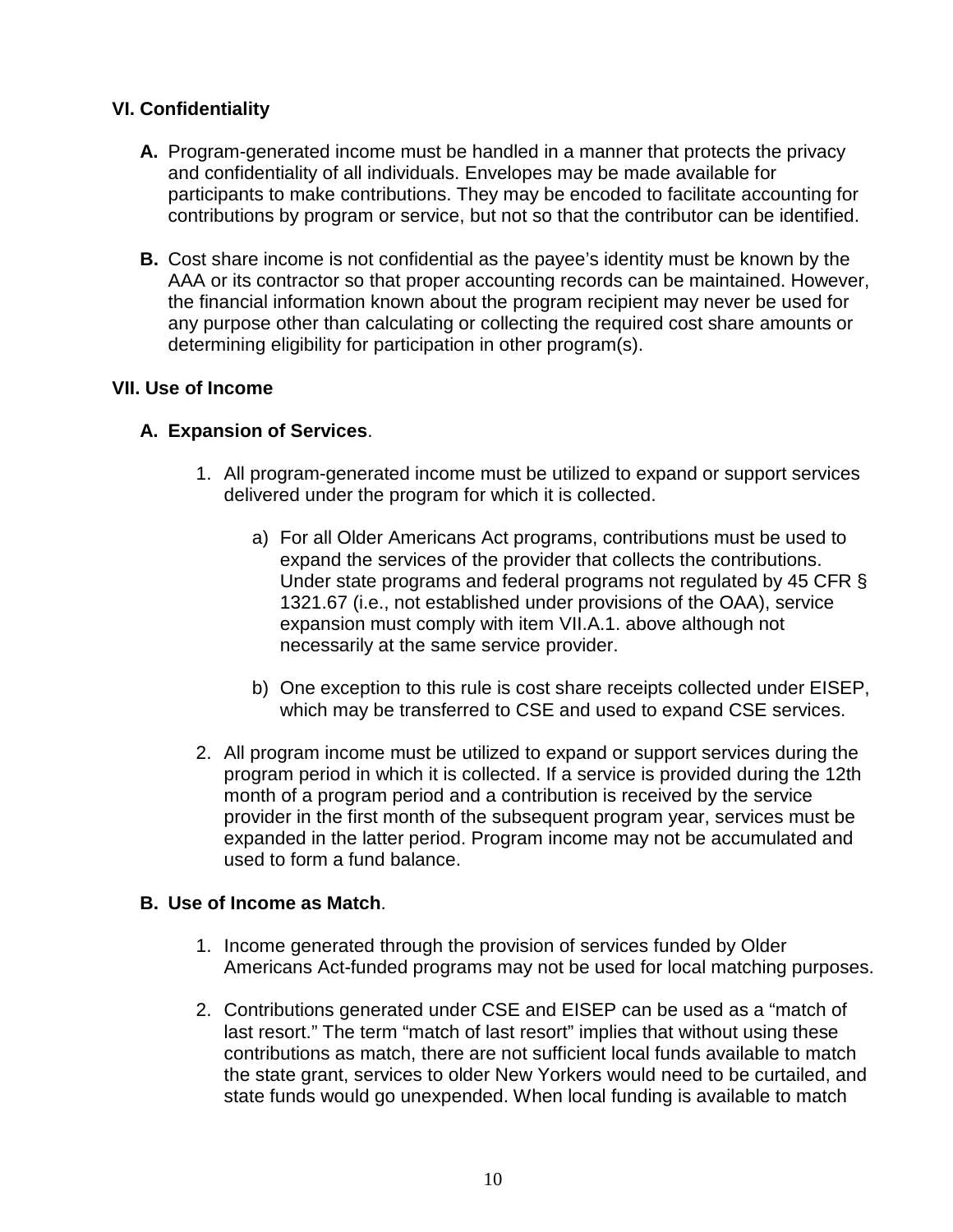## VI. Confidentiality

**A.** Program-generated income must be handled in a manner that protects the privacy and confidentiality of all individuals. Envelopes may be made available for participants to make contributions. They may be encoded to facilitate accounting for contributions by program or service, but not so that the contributor can be identified.

**B.** Cost share income is not confidential as the payee's identity must be known by the AAA or its contractor so that proper accounting records can be maintained. However, the financial information known about the program recipient may never be used for any purpose other than calculating or collecting the required cost share amounts or determining eligibility for participation in other program(s).

## VII. Use of Income

### A. Expansion of Services.

1. All program-generated income must be utilized to expand or support services delivered under the program for which it is collected.

   a) For all Older Americans Act programs, contributions must be used to expand the services of the provider that collects the contributions. Under state programs and federal programs not regulated by 45 CFR § 1321.67 (i.e., not established under provisions of the OAA), service expansion must comply with item VII.A.1. above although not necessarily at the same service provider.

   b) One exception to this rule is cost share receipts collected under EISEP, which may be transferred to CSE and used to expand CSE services.

2. All program income must be utilized to expand or support services during the program period in which it is collected. If a service is provided during the 12th month of a program period and a contribution is received by the service provider in the first month of the subsequent program year, services must be expanded in the latter period. Program income may not be accumulated and used to form a fund balance.

### B. Use of Income as Match.

1. Income generated through the provision of services funded by Older Americans Act-funded programs may not be used for local matching purposes.

2. Contributions generated under CSE and EISEP can be used as a "match of last resort." The term "match of last resort" implies that without using these contributions as match, there are not sufficient local funds available to match the state grant, services to older New Yorkers would need to be curtailed, and state funds would go unexpended. When local funding is available to match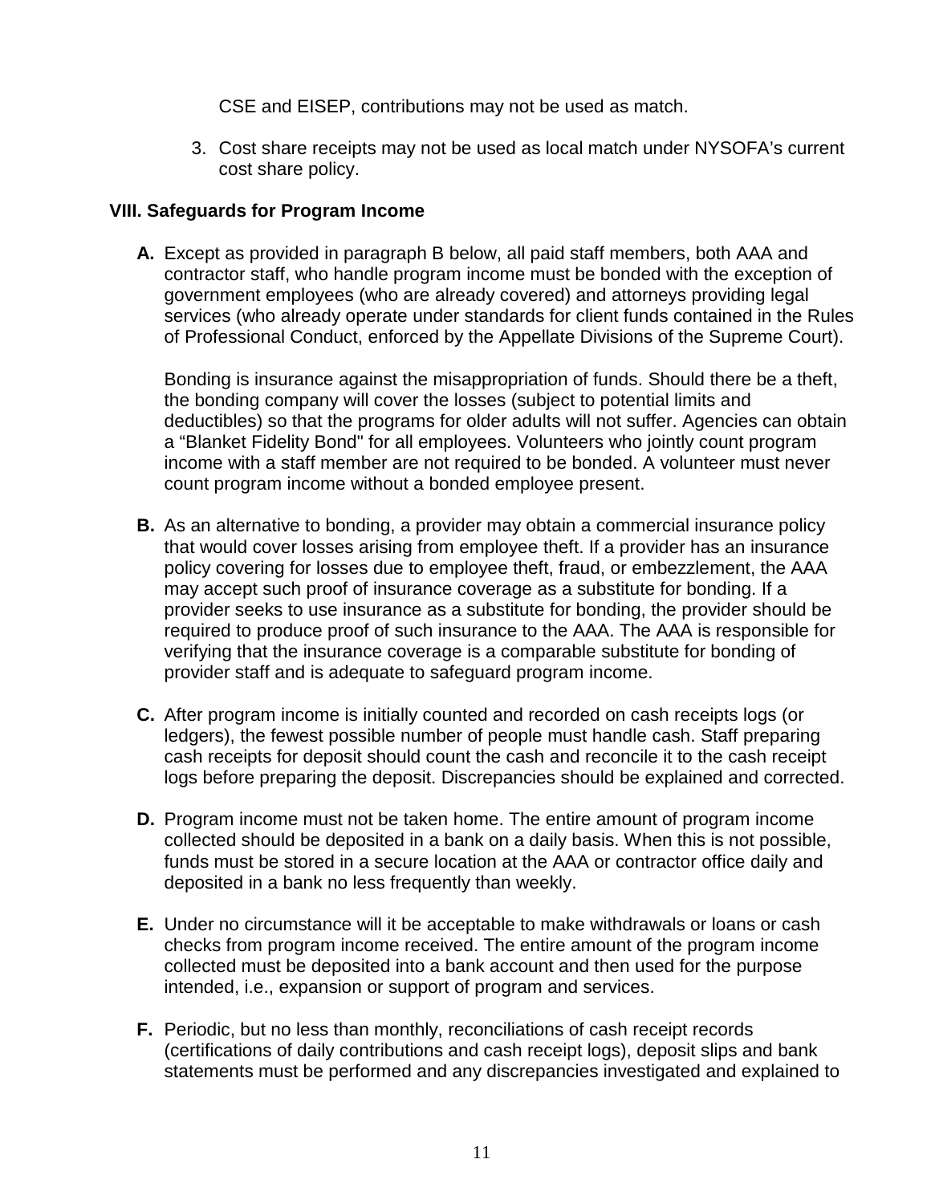CSE and EISEP, contributions may not be used as match.

3. Cost share receipts may not be used as local match under NYSOFA's current cost share policy.

### VIII. Safeguards for Program Income

**A.** Except as provided in paragraph B below, all paid staff members, both AAA and contractor staff, who handle program income must be bonded with the exception of government employees (who are already covered) and attorneys providing legal services (who already operate under standards for client funds contained in the Rules of Professional Conduct, enforced by the Appellate Divisions of the Supreme Court).

Bonding is insurance against the misappropriation of funds. Should there be a theft, the bonding company will cover the losses (subject to potential limits and deductibles) so that the programs for older adults will not suffer. Agencies can obtain a "Blanket Fidelity Bond" for all employees. Volunteers who jointly count program income with a staff member are not required to be bonded. A volunteer must never count program income without a bonded employee present.

**B.** As an alternative to bonding, a provider may obtain a commercial insurance policy that would cover losses arising from employee theft. If a provider has an insurance policy covering for losses due to employee theft, fraud, or embezzlement, the AAA may accept such proof of insurance coverage as a substitute for bonding. If a provider seeks to use insurance as a substitute for bonding, the provider should be required to produce proof of such insurance to the AAA. The AAA is responsible for verifying that the insurance coverage is a comparable substitute for bonding of provider staff and is adequate to safeguard program income.

**C.** After program income is initially counted and recorded on cash receipts logs (or ledgers), the fewest possible number of people must handle cash. Staff preparing cash receipts for deposit should count the cash and reconcile it to the cash receipt logs before preparing the deposit. Discrepancies should be explained and corrected.

**D.** Program income must not be taken home. The entire amount of program income collected should be deposited in a bank on a daily basis. When this is not possible, funds must be stored in a secure location at the AAA or contractor office daily and deposited in a bank no less frequently than weekly.

**E.** Under no circumstance will it be acceptable to make withdrawals or loans or cash checks from program income received. The entire amount of the program income collected must be deposited into a bank account and then used for the purpose intended, i.e., expansion or support of program and services.

**F.** Periodic, but no less than monthly, reconciliations of cash receipt records (certifications of daily contributions and cash receipt logs), deposit slips and bank statements must be performed and any discrepancies investigated and explained to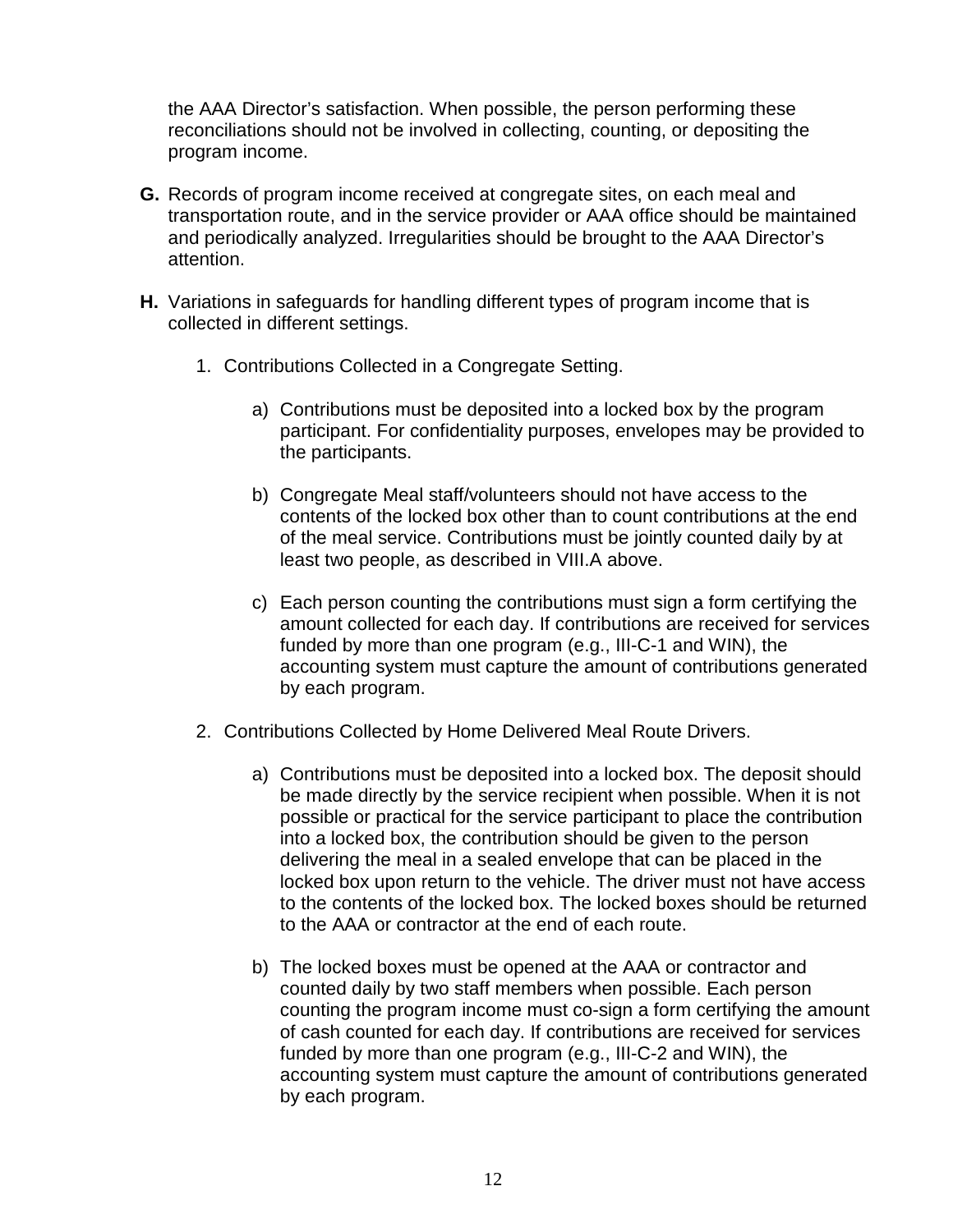the AAA Director's satisfaction. When possible, the person performing these reconciliations should not be involved in collecting, counting, or depositing the program income.

**G.** Records of program income received at congregate sites, on each meal and transportation route, and in the service provider or AAA office should be maintained and periodically analyzed. Irregularities should be brought to the AAA Director's attention.

**H.** Variations in safeguards for handling different types of program income that is collected in different settings.

1. Contributions Collected in a Congregate Setting.

    a) Contributions must be deposited into a locked box by the program participant. For confidentiality purposes, envelopes may be provided to the participants.

    b) Congregate Meal staff/volunteers should not have access to the contents of the locked box other than to count contributions at the end of the meal service. Contributions must be jointly counted daily by at least two people, as described in VIII.A above.

    c) Each person counting the contributions must sign a form certifying the amount collected for each day. If contributions are received for services funded by more than one program (e.g., III-C-1 and WIN), the accounting system must capture the amount of contributions generated by each program.

2. Contributions Collected by Home Delivered Meal Route Drivers.

    a) Contributions must be deposited into a locked box. The deposit should be made directly by the service recipient when possible. When it is not possible or practical for the service participant to place the contribution into a locked box, the contribution should be given to the person delivering the meal in a sealed envelope that can be placed in the locked box upon return to the vehicle. The driver must not have access to the contents of the locked box. The locked boxes should be returned to the AAA or contractor at the end of each route.

    b) The locked boxes must be opened at the AAA or contractor and counted daily by two staff members when possible. Each person counting the program income must co-sign a form certifying the amount of cash counted for each day. If contributions are received for services funded by more than one program (e.g., III-C-2 and WIN), the accounting system must capture the amount of contributions generated by each program.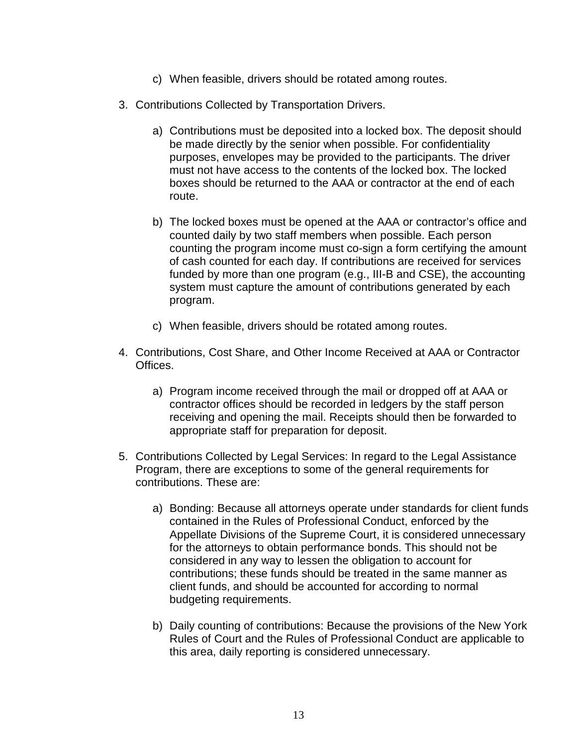c) When feasible, drivers should be rotated among routes.

3. Contributions Collected by Transportation Drivers.

    a) Contributions must be deposited into a locked box. The deposit should be made directly by the senior when possible. For confidentiality purposes, envelopes may be provided to the participants. The driver must not have access to the contents of the locked box. The locked boxes should be returned to the AAA or contractor at the end of each route.

    b) The locked boxes must be opened at the AAA or contractor's office and counted daily by two staff members when possible. Each person counting the program income must co-sign a form certifying the amount of cash counted for each day. If contributions are received for services funded by more than one program (e.g., III-B and CSE), the accounting system must capture the amount of contributions generated by each program.

    c) When feasible, drivers should be rotated among routes.

4. Contributions, Cost Share, and Other Income Received at AAA or Contractor Offices.

    a) Program income received through the mail or dropped off at AAA or contractor offices should be recorded in ledgers by the staff person receiving and opening the mail. Receipts should then be forwarded to appropriate staff for preparation for deposit.

5. Contributions Collected by Legal Services: In regard to the Legal Assistance Program, there are exceptions to some of the general requirements for contributions. These are:

    a) Bonding: Because all attorneys operate under standards for client funds contained in the Rules of Professional Conduct, enforced by the Appellate Divisions of the Supreme Court, it is considered unnecessary for the attorneys to obtain performance bonds. This should not be considered in any way to lessen the obligation to account for contributions; these funds should be treated in the same manner as client funds, and should be accounted for according to normal budgeting requirements.

    b) Daily counting of contributions: Because the provisions of the New York Rules of Court and the Rules of Professional Conduct are applicable to this area, daily reporting is considered unnecessary.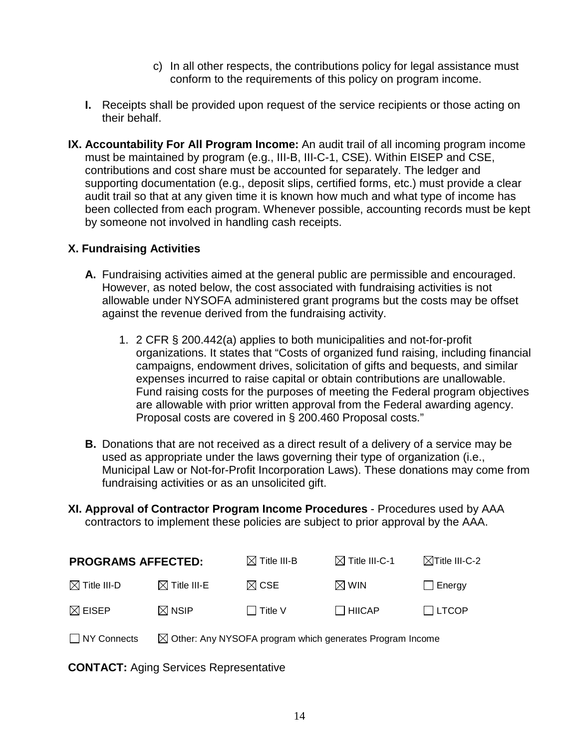c) In all other respects, the contributions policy for legal assistance must conform to the requirements of this policy on program income.

**I.** Receipts shall be provided upon request of the service recipients or those acting on their behalf.

**IX. Accountability For All Program Income:** An audit trail of all incoming program income must be maintained by program (e.g., III-B, III-C-1, CSE). Within EISEP and CSE, contributions and cost share must be accounted for separately. The ledger and supporting documentation (e.g., deposit slips, certified forms, etc.) must provide a clear audit trail so that at any given time it is known how much and what type of income has been collected from each program. Whenever possible, accounting records must be kept by someone not involved in handling cash receipts.

**X. Fundraising Activities**

**A.** Fundraising activities aimed at the general public are permissible and encouraged. However, as noted below, the cost associated with fundraising activities is not allowable under NYSOFA administered grant programs but the costs may be offset against the revenue derived from the fundraising activity.

1. 2 CFR § 200.442(a) applies to both municipalities and not-for-profit organizations. It states that "Costs of organized fund raising, including financial campaigns, endowment drives, solicitation of gifts and bequests, and similar expenses incurred to raise capital or obtain contributions are unallowable. Fund raising costs for the purposes of meeting the Federal program objectives are allowable with prior written approval from the Federal awarding agency. Proposal costs are covered in § 200.460 Proposal costs."

**B.** Donations that are not received as a direct result of a delivery of a service may be used as appropriate under the laws governing their type of organization (i.e., Municipal Law or Not-for-Profit Incorporation Laws). These donations may come from fundraising activities or as an unsolicited gift.

**XI. Approval of Contractor Program Income Procedures** - Procedures used by AAA contractors to implement these policies are subject to prior approval by the AAA.

| | | | | |
|---|---|---|---|---|
| **PROGRAMS AFFECTED:** | | ☒ Title III-B | ☒ Title III-C-1 | ☒ Title III-C-2 |
| ☒ Title III-D | ☒ Title III-E | ☒ CSE | ☒ WIN | ☐ Energy |
| ☒ EISEP | ☒ NSIP | ☐ Title V | ☐ HIICAP | ☐ LTCOP |
| ☐ NY Connects | ☒ Other: Any NYSOFA program which generates Program Income | | | |

**CONTACT:** Aging Services Representative